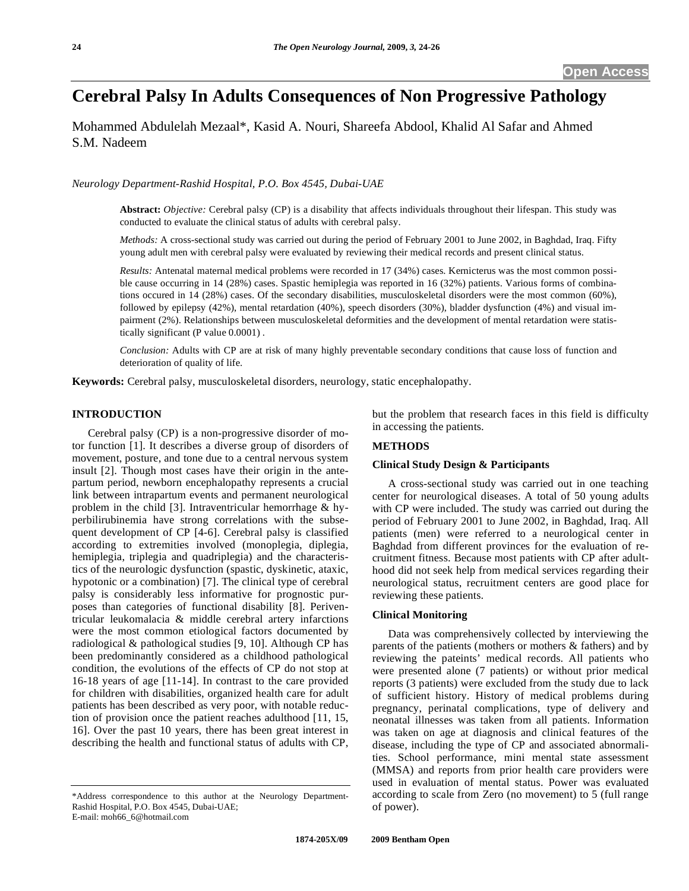# Cerebral Palsy In Adults Consequences of Non Progressive Pathology

Mohammed Abdulelah Mezaal*, Kasid A. Nouri, Shareefa Abdool, Khalid Al Safar and Ahmed S.M. Nadeem

*Neurology Department-Rashid Hospital, P.O. Box 4545, Dubai-UAE*

**Abstract:** *Objective:* Cerebral palsy (CP) is a disability that affects individuals throughout their lifespan. This study was conducted to evaluate the clinical status of adults with cerebral palsy.

*Methods:* A cross-sectional study was carried out during the period of February 2001 to June 2002, in Baghdad, Iraq. Fifty young adult men with cerebral palsy were evaluated by reviewing their medical records and present clinical status.

*Results:* Antenatal maternal medical problems were recorded in 17 (34%) cases. Kernicterus was the most common possible cause occurring in 14 (28%) cases. Spastic hemiplegia was reported in 16 (32%) patients. Various forms of combinations occured in 14 (28%) cases. Of the secondary disabilities, musculoskeletal disorders were the most common (60%), followed by epilepsy (42%), mental retardation (40%), speech disorders (30%), bladder dysfunction (4%) and visual impairment (2%). Relationships between musculoskeletal deformities and the development of mental retardation were statistically significant (P value 0.0001) .

*Conclusion:* Adults with CP are at risk of many highly preventable secondary conditions that cause loss of function and deterioration of quality of life.

**Keywords:** Cerebral palsy, musculoskeletal disorders, neurology, static encephalopathy.

## INTRODUCTION

Cerebral palsy (CP) is a non-progressive disorder of motor function [1]. It describes a diverse group of disorders of movement, posture, and tone due to a central nervous system insult [2]. Though most cases have their origin in the antepartum period, newborn encephalopathy represents a crucial link between intrapartum events and permanent neurological problem in the child [3]. Intraventricular hemorrhage & hyperbilirubinemia have strong correlations with the subsequent development of CP [4-6]. Cerebral palsy is classified according to extremities involved (monoplegia, diplegia, hemiplegia, triplegia and quadriplegia) and the characteristics of the neurologic dysfunction (spastic, dyskinetic, ataxic, hypotonic or a combination) [7]. The clinical type of cerebral palsy is considerably less informative for prognostic purposes than categories of functional disability [8]. Periventricular leukomalacia & middle cerebral artery infarctions were the most common etiological factors documented by radiological & pathological studies [9, 10]. Although CP has been predominantly considered as a childhood pathological condition, the evolutions of the effects of CP do not stop at 16-18 years of age [11-14]. In contrast to the care provided for children with disabilities, organized health care for adult patients has been described as very poor, with notable reduction of provision once the patient reaches adulthood [11, 15, 16]. Over the past 10 years, there has been great interest in describing the health and functional status of adults with CP, but the problem that research faces in this field is difficulty in accessing the patients.

## METHODS

### Clinical Study Design & Participants

A cross-sectional study was carried out in one teaching center for neurological diseases. A total of 50 young adults with CP were included. The study was carried out during the period of February 2001 to June 2002, in Baghdad, Iraq. All patients (men) were referred to a neurological center in Baghdad from different provinces for the evaluation of recruitment fitness. Because most patients with CP after adulthood did not seek help from medical services regarding their neurological status, recruitment centers are good place for reviewing these patients.

### Clinical Monitoring

Data was comprehensively collected by interviewing the parents of the patients (mothers or mothers & fathers) and by reviewing the pateints' medical records. All patients who were presented alone (7 patients) or without prior medical reports (3 patients) were excluded from the study due to lack of sufficient history. History of medical problems during pregnancy, perinatal complications, type of delivery and neonatal illnesses was taken from all patients. Information was taken on age at diagnosis and clinical features of the disease, including the type of CP and associated abnormalities. School performance, mini mental state assessment (MMSA) and reports from prior health care providers were used in evaluation of mental status. Power was evaluated according to scale from Zero (no movement) to 5 (full range of power).

*Address correspondence to this author at the Neurology Department-Rashid Hospital, P.O. Box 4545, Dubai-UAE;
E-mail: moh66_6@hotmail.com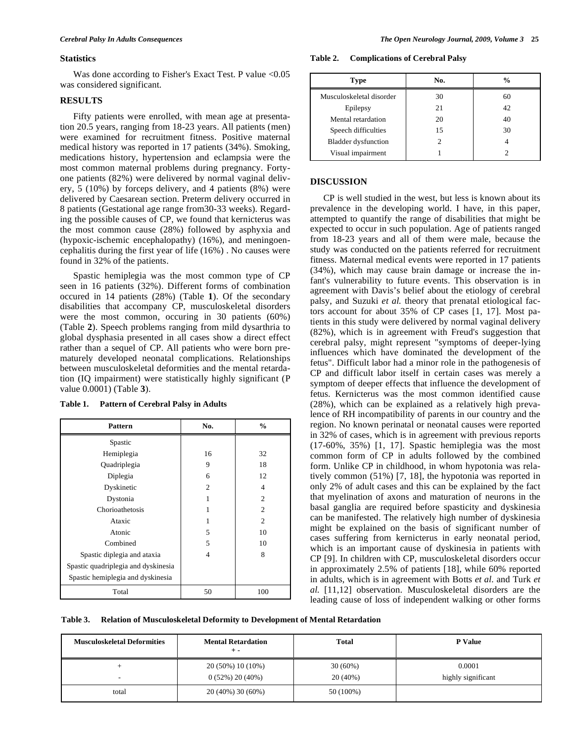### Statistics

Was done according to Fisher's Exact Test. P value <0.05 was considered significant.

## RESULTS

Fifty patients were enrolled, with mean age at presentation 20.5 years, ranging from 18-23 years. All patients (men) were examined for recruitment fitness. Positive maternal medical history was reported in 17 patients (34%). Smoking, medications history, hypertension and eclampsia were the most common maternal problems during pregnancy. Forty-one patients (82%) were delivered by normal vaginal delivery, 5 (10%) by forceps delivery, and 4 patients (8%) were delivered by Caesarean section. Preterm delivery occurred in 8 patients (Gestational age range from30-33 weeks). Regarding the possible causes of CP, we found that kernicterus was the most common cause (28%) followed by asphyxia and (hypoxic-ischemic encephalopathy) (16%), and meningoencephalitis during the first year of life (16%) . No causes were found in 32% of the patients.

Spastic hemiplegia was the most common type of CP seen in 16 patients (32%). Different forms of combination occured in 14 patients (28%) (Table **1**). Of the secondary disabilities that accompany CP, musculoskeletal disorders were the most common, occuring in 30 patients (60%) (Table **2**). Speech problems ranging from mild dysarthria to global dysphasia presented in all cases show a direct effect rather than a sequel of CP. All patients who were born prematurely developed neonatal complications. Relationships between musculoskeletal deformities and the mental retardation (IQ impairment) were statistically highly significant (P value 0.0001) (Table **3**).

**Table 1. Pattern of Cerebral Palsy in Adults**

| Pattern | No. | % |
|---|---|---|
| Spastic | | |
| Hemiplegia | 16 | 32 |
| Quadriplegia | 9 | 18 |
| Diplegia | 6 | 12 |
| Dyskinetic | 2 | 4 |
| Dystonia | 1 | 2 |
| Chorioathetosis | 1 | 2 |
| Ataxic | 1 | 2 |
| Atonic | 5 | 10 |
| Combined | 5 | 10 |
| Spastic diplegia and ataxia | 4 | 8 |
| Spastic quadriplegia and dyskinesia | | |
| Spastic hemiplegia and dyskinesia | | |
| Total | 50 | 100 |

**Table 2. Complications of Cerebral Palsy**

| Type | No. | % |
|---|---|---|
| Musculoskeletal disorder | 30 | 60 |
| Epilepsy | 21 | 42 |
| Mental retardation | 20 | 40 |
| Speech difficulties | 15 | 30 |
| Bladder dysfunction | 2 | 4 |
| Visual impairment | 1 | 2 |

## DISCUSSION

CP is well studied in the west, but less is known about its prevalence in the developing world. I have, in this paper, attempted to quantify the range of disabilities that might be expected to occur in such population. Age of patients ranged from 18-23 years and all of them were male, because the study was conducted on the patients referred for recruitment fitness. Maternal medical events were reported in 17 patients (34%), which may cause brain damage or increase the infant's vulnerability to future events. This observation is in agreement with Davis's belief about the etiology of cerebral palsy, and Suzuki *et al.* theory that prenatal etiological factors account for about 35% of CP cases [1, 17]. Most patients in this study were delivered by normal vaginal delivery (82%), which is in agreement with Freud's suggestion that cerebral palsy, might represent "symptoms of deeper-lying influences which have dominated the development of the fetus". Difficult labor had a minor role in the pathogenesis of CP and difficult labor itself in certain cases was merely a symptom of deeper effects that influence the development of fetus. Kernicterus was the most common identified cause (28%), which can be explained as a relatively high prevalence of RH incompatibility of parents in our country and the region. No known perinatal or neonatal causes were reported in 32% of cases, which is in agreement with previous reports (17-60%, 35%) [1, 17]. Spastic hemiplegia was the most common form of CP in adults followed by the combined form. Unlike CP in childhood, in whom hypotonia was relatively common (51%) [7, 18], the hypotonia was reported in only 2% of adult cases and this can be explained by the fact that myelination of axons and maturation of neurons in the basal ganglia are required before spasticity and dyskinesia can be manifested. The relatively high number of dyskinesia might be explained on the basis of significant number of cases suffering from kernicterus in early neonatal period, which is an important cause of dyskinesia in patients with CP [9]. In children with CP, musculoskeletal disorders occur in approximately 2.5% of patients [18], while 60% reported in adults, which is in agreement with Botts *et al.* and Turk *et al.* [11,12] observation. Musculoskeletal disorders are the leading cause of loss of independent walking or other forms

**Table 3. Relation of Musculoskeletal Deformity to Development of Mental Retardation**

| Musculoskeletal Deformities | Mental Retardation + - | Total | P Value |
|---|---|---|---|
| + | 20 (50%) 10 (10%) | 30 (60%) | 0.0001 |
| - | 0 (52%) 20 (40%) | 20 (40%) | highly significant |
| total | 20 (40%) 30 (60%) | 50 (100%) | |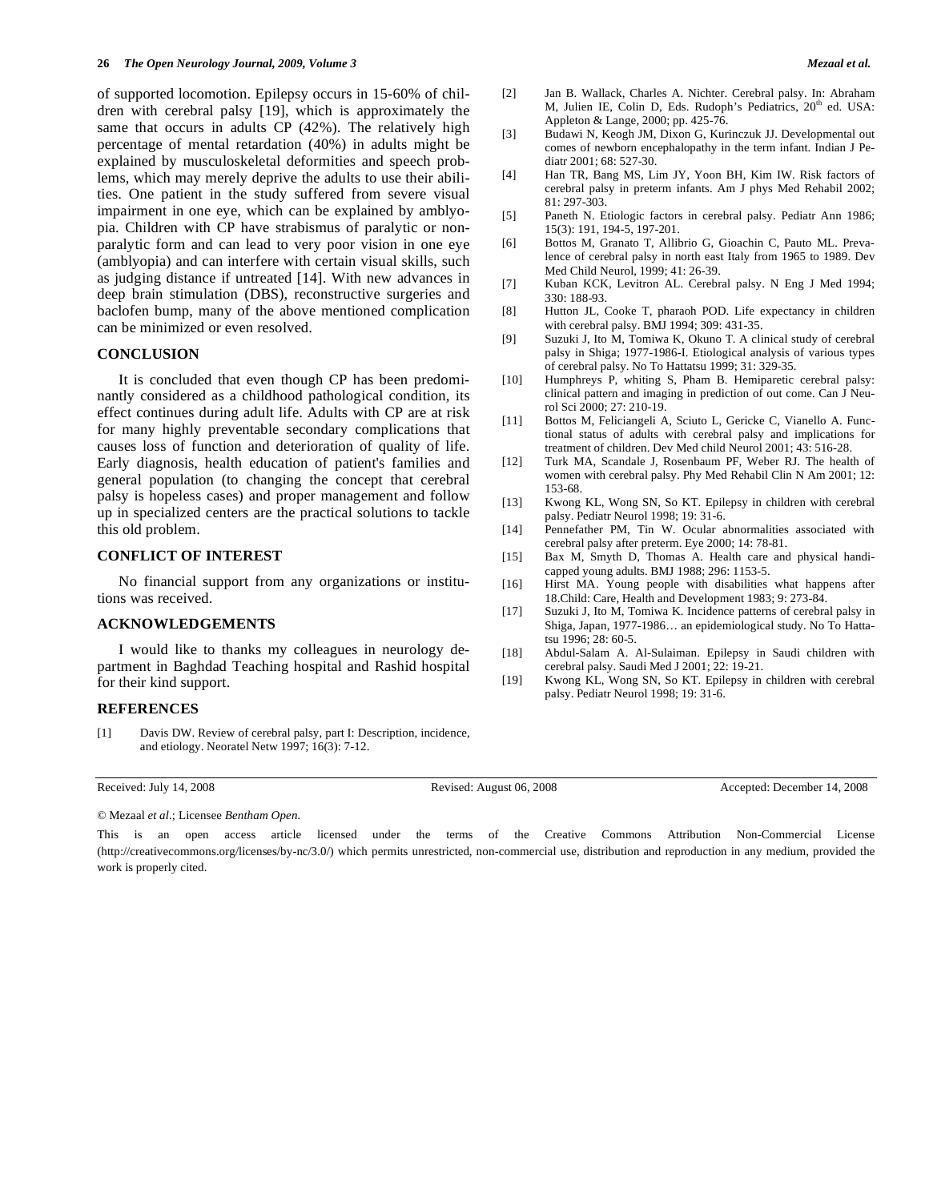of supported locomotion. Epilepsy occurs in 15-60% of children with cerebral palsy [19], which is approximately the same that occurs in adults CP (42%). The relatively high percentage of mental retardation (40%) in adults might be explained by musculoskeletal deformities and speech problems, which may merely deprive the adults to use their abilities. One patient in the study suffered from severe visual impairment in one eye, which can be explained by amblyopia. Children with CP have strabismus of paralytic or non-paralytic form and can lead to very poor vision in one eye (amblyopia) and can interfere with certain visual skills, such as judging distance if untreated [14]. With new advances in deep brain stimulation (DBS), reconstructive surgeries and baclofen bump, many of the above mentioned complication can be minimized or even resolved.

## CONCLUSION

It is concluded that even though CP has been predominantly considered as a childhood pathological condition, its effect continues during adult life. Adults with CP are at risk for many highly preventable secondary complications that causes loss of function and deterioration of quality of life. Early diagnosis, health education of patient's families and general population (to changing the concept that cerebral palsy is hopeless cases) and proper management and follow up in specialized centers are the practical solutions to tackle this old problem.

## CONFLICT OF INTEREST

No financial support from any organizations or institutions was received.

## ACKNOWLEDGEMENTS

I would like to thanks my colleagues in neurology department in Baghdad Teaching hospital and Rashid hospital for their kind support.

## REFERENCES

[1] Davis DW. Review of cerebral palsy, part I: Description, incidence, and etiology. Neoratel Netw 1997; 16(3): 7-12.

[2] Jan B. Wallack, Charles A. Nichter. Cerebral palsy. In: Abraham M, Julien IE, Colin D, Eds. Rudoph's Pediatrics, 20th ed. USA: Appleton & Lange, 2000; pp. 425-76.

[3] Budawi N, Keogh JM, Dixon G, Kurinczuk JJ. Developmental out comes of newborn encephalopathy in the term infant. Indian J Pediatr 2001; 68: 527-30.

[4] Han TR, Bang MS, Lim JY, Yoon BH, Kim IW. Risk factors of cerebral palsy in preterm infants. Am J phys Med Rehabil 2002; 81: 297-303.

[5] Paneth N. Etiologic factors in cerebral palsy. Pediatr Ann 1986; 15(3): 191, 194-5, 197-201.

[6] Bottos M, Granato T, Allibrio G, Gioachin C, Pauto ML. Prevalence of cerebral palsy in north east Italy from 1965 to 1989. Dev Med Child Neurol, 1999; 41: 26-39.

[7] Kuban KCK, Levitron AL. Cerebral palsy. N Eng J Med 1994; 330: 188-93.

[8] Hutton JL, Cooke T, pharaoh POD. Life expectancy in children with cerebral palsy. BMJ 1994; 309: 431-35.

[9] Suzuki J, Ito M, Tomiwa K, Okuno T. A clinical study of cerebral palsy in Shiga; 1977-1986-I. Etiological analysis of various types of cerebral palsy. No To Hattatsu 1999; 31: 329-35.

[10] Humphreys P, whiting S, Pham B. Hemiparetic cerebral palsy: clinical pattern and imaging in prediction of out come. Can J Neurol Sci 2000; 27: 210-19.

[11] Bottos M, Feliciangeli A, Sciuto L, Gericke C, Vianello A. Functional status of adults with cerebral palsy and implications for treatment of children. Dev Med child Neurol 2001; 43: 516-28.

[12] Turk MA, Scandale J, Rosenbaum PF, Weber RJ. The health of women with cerebral palsy. Phy Med Rehabil Clin N Am 2001; 12: 153-68.

[13] Kwong KL, Wong SN, So KT. Epilepsy in children with cerebral palsy. Pediatr Neurol 1998; 19: 31-6.

[14] Pennefather PM, Tin W. Ocular abnormalities associated with cerebral palsy after preterm. Eye 2000; 14: 78-81.

[15] Bax M, Smyth D, Thomas A. Health care and physical handicapped young adults. BMJ 1988; 296: 1153-5.

[16] Hirst MA. Young people with disabilities what happens after 18.Child: Care, Health and Development 1983; 9: 273-84.

[17] Suzuki J, Ito M, Tomiwa K. Incidence patterns of cerebral palsy in Shiga, Japan, 1977-1986… an epidemiological study. No To Hattatsu 1996; 28: 60-5.

[18] Abdul-Salam A. Al-Sulaiman. Epilepsy in Saudi children with cerebral palsy. Saudi Med J 2001; 22: 19-21.

[19] Kwong KL, Wong SN, So KT. Epilepsy in children with cerebral palsy. Pediatr Neurol 1998; 19: 31-6.

Received: July 14, 2008 Revised: August 06, 2008 Accepted: December 14, 2008

© Mezaal *et al*.; Licensee *Bentham Open*.

This is an open access article licensed under the terms of the Creative Commons Attribution Non-Commercial License (http://creativecommons.org/licenses/by-nc/3.0/) which permits unrestricted, non-commercial use, distribution and reproduction in any medium, provided the work is properly cited.